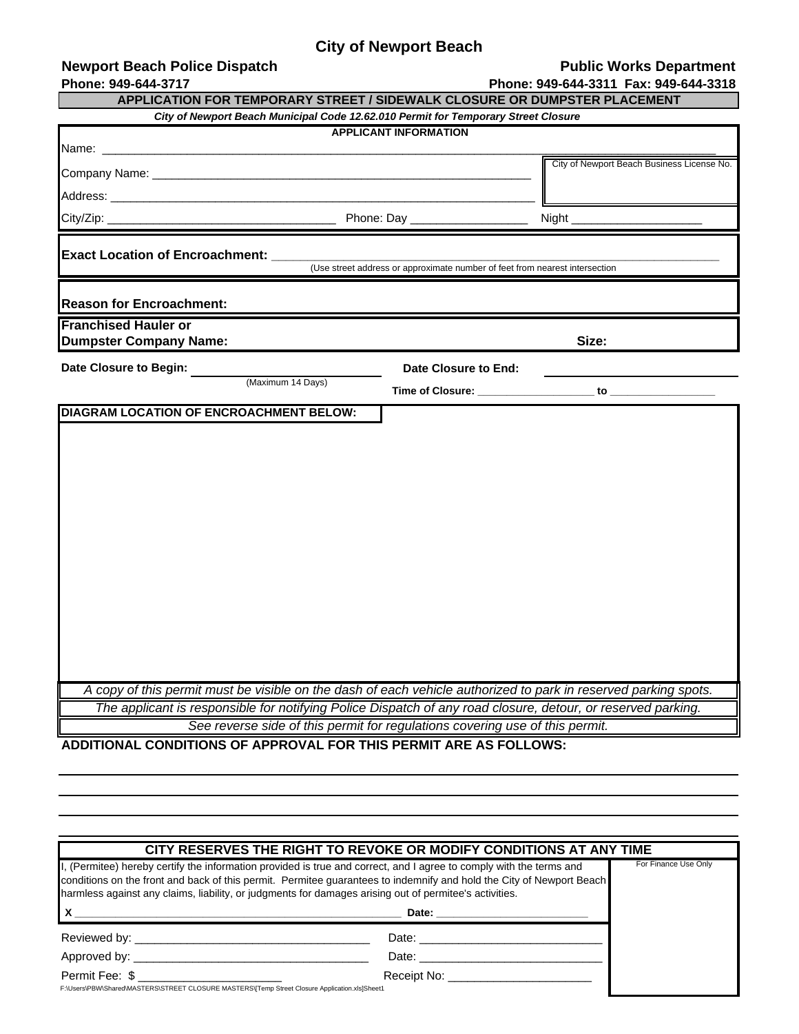# City of Newport Beach

**Newport Beach Police Dispatch**
**Phone: 949-644-3717**

**Public Works Department**
**Phone: 949-644-3311 Fax: 949-644-3318**

## APPLICATION FOR TEMPORARY STREET / SIDEWALK CLOSURE OR DUMPSTER PLACEMENT

***City of Newport Beach Municipal Code 12.62.010 Permit for Temporary Street Closure***

### APPLICANT INFORMATION

Name: ______________________________________________________________________________

Company Name: _______________________________________________________

City of Newport Beach Business License No.

Address: _____________________________________________________________

City/Zip: ______________________________ Phone: Day _______________ Night __________________

**Exact Location of Encroachment:** ____________________________________________________________

(Use street address or approximate number of feet from nearest intersection

**Reason for Encroachment:**

**Franchised Hauler or Dumpster Company Name:** **Size:**

**Date Closure to Begin:** ______________________ (Maximum 14 Days)

**Date Closure to End:** ______________________

**Time of Closure:** __________________ **to** ________________

**DIAGRAM LOCATION OF ENCROACHMENT BELOW:**

*A copy of this permit must be visible on the dash of each vehicle authorized to park in reserved parking spots.*

*The applicant is responsible for notifying Police Dispatch of any road closure, detour, or reserved parking.*

*See reverse side of this permit for regulations covering use of this permit.*

**ADDITIONAL CONDITIONS OF APPROVAL FOR THIS PERMIT ARE AS FOLLOWS:**

______________________________________________________________________________

______________________________________________________________________________

______________________________________________________________________________

______________________________________________________________________________

**CITY RESERVES THE RIGHT TO REVOKE OR MODIFY CONDITIONS AT ANY TIME**

I, (Permitee) hereby certify the information provided is true and correct, and I agree to comply with the terms and conditions on the front and back of this permit. Permitee guarantees to indemnify and hold the City of Newport Beach harmless against any claims, liability, or judgments for damages arising out of permitee's activities.

**X** ________________________________________________ **Date:** ______________________

For Finance Use Only

Reviewed by: _________________________________ Date: __________________________

Approved by: _________________________________ Date: __________________________

Permit Fee: $ ____________________ Receipt No: ____________________

F:\Users\PBW\Shared\MASTERS\STREET CLOSURE MASTERS\[Temp Street Closure Application.xls]Sheet1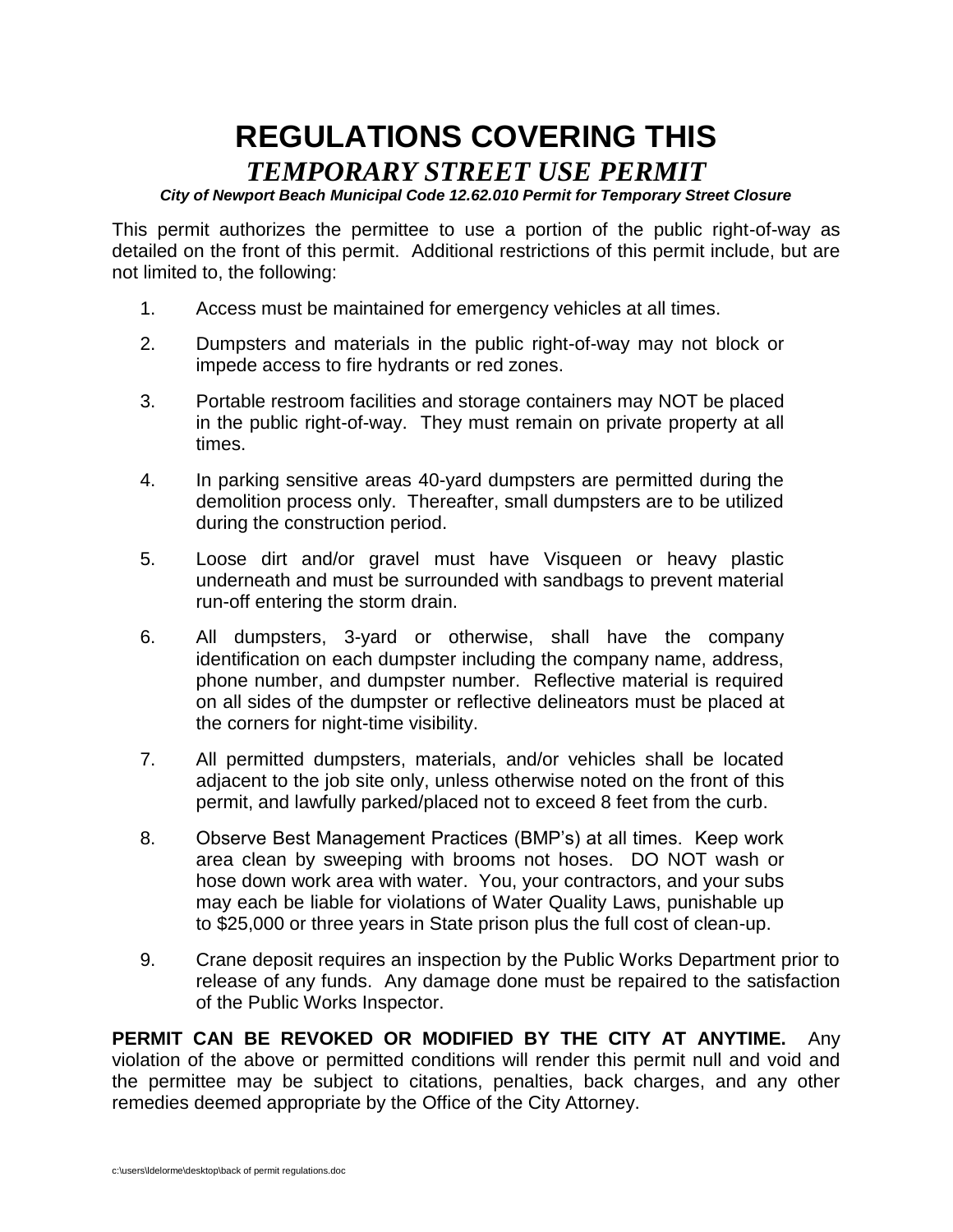# REGULATIONS COVERING THIS

## *TEMPORARY STREET USE PERMIT*

***City of Newport Beach Municipal Code 12.62.010 Permit for Temporary Street Closure***

This permit authorizes the permittee to use a portion of the public right-of-way as detailed on the front of this permit. Additional restrictions of this permit include, but are not limited to, the following:

1. Access must be maintained for emergency vehicles at all times.

2. Dumpsters and materials in the public right-of-way may not block or impede access to fire hydrants or red zones.

3. Portable restroom facilities and storage containers may NOT be placed in the public right-of-way. They must remain on private property at all times.

4. In parking sensitive areas 40-yard dumpsters are permitted during the demolition process only. Thereafter, small dumpsters are to be utilized during the construction period.

5. Loose dirt and/or gravel must have Visqueen or heavy plastic underneath and must be surrounded with sandbags to prevent material run-off entering the storm drain.

6. All dumpsters, 3-yard or otherwise, shall have the company identification on each dumpster including the company name, address, phone number, and dumpster number. Reflective material is required on all sides of the dumpster or reflective delineators must be placed at the corners for night-time visibility.

7. All permitted dumpsters, materials, and/or vehicles shall be located adjacent to the job site only, unless otherwise noted on the front of this permit, and lawfully parked/placed not to exceed 8 feet from the curb.

8. Observe Best Management Practices (BMP's) at all times. Keep work area clean by sweeping with brooms not hoses. DO NOT wash or hose down work area with water. You, your contractors, and your subs may each be liable for violations of Water Quality Laws, punishable up to $25,000 or three years in State prison plus the full cost of clean-up.

9. Crane deposit requires an inspection by the Public Works Department prior to release of any funds. Any damage done must be repaired to the satisfaction of the Public Works Inspector.

**PERMIT CAN BE REVOKED OR MODIFIED BY THE CITY AT ANYTIME.** Any violation of the above or permitted conditions will render this permit null and void and the permittee may be subject to citations, penalties, back charges, and any other remedies deemed appropriate by the Office of the City Attorney.

c:\users\ldelorme\desktop\back of permit regulations.doc